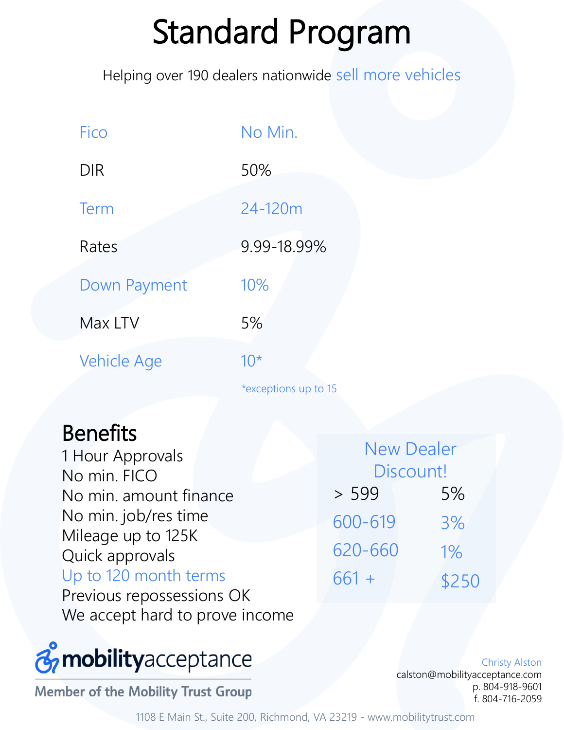# Standard Program

Helping over 190 dealers nationwide sell more vehicles

| | |
|---|---|
| Fico | No Min. |
| DIR | 50% |
| Term | 24-120m |
| Rates | 9.99-18.99% |
| Down Payment | 10% |
| Max LTV | 5% |
| Vehicle Age | 10* |

*exceptions up to 15

## Benefits

1 Hour Approvals
No min. FICO
No min. amount finance
No min. job/res time
Mileage up to 125K
Quick approvals
Up to 120 month terms
Previous repossessions OK
We accept hard to prove income

### New Dealer Discount!

| | |
|---|---|
| > 599 | 5% |
| 600-619 | 3% |
| 620-660 | 1% |
| 661 + | $250 |

mobilityacceptance
Member of the Mobility Trust Group

Christy Alston
calston@mobilityacceptance.com
p. 804-918-9601
f. 804-716-2059

1108 E Main St., Suite 200, Richmond, VA 23219 - www.mobilitytrust.com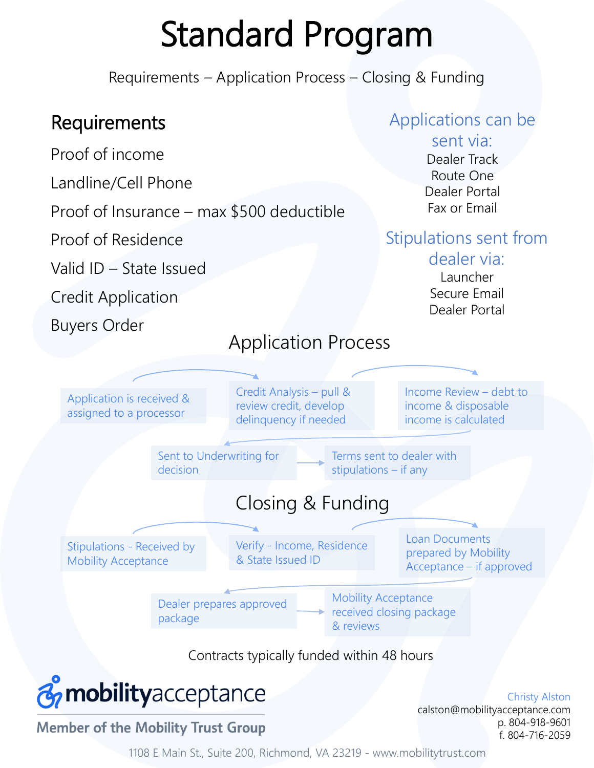# Standard Program

Requirements – Application Process – Closing & Funding

## Requirements

- Proof of income
- Landline/Cell Phone
- Proof of Insurance – max $500 deductible
- Proof of Residence
- Valid ID – State Issued
- Credit Application
- Buyers Order

### Applications can be sent via:

Dealer Track
Route One
Dealer Portal
Fax or Email

### Stipulations sent from dealer via:

Launcher
Secure Email
Dealer Portal

## Application Process

1. Application is received & assigned to a processor
2. Credit Analysis – pull & review credit, develop delinquency if needed
3. Income Review – debt to income & disposable income is calculated
4. Sent to Underwriting for decision
5. Terms sent to dealer with stipulations – if any

## Closing & Funding

1. Stipulations - Received by Mobility Acceptance
2. Verify - Income, Residence & State Issued ID
3. Loan Documents prepared by Mobility Acceptance – if approved
4. Dealer prepares approved package
5. Mobility Acceptance received closing package & reviews

Contracts typically funded within 48 hours

**mobilityacceptance**
Member of the Mobility Trust Group

Christy Alston
calston@mobilityacceptance.com
p. 804-918-9601
f. 804-716-2059

1108 E Main St., Suite 200, Richmond, VA 23219 - www.mobilitytrust.com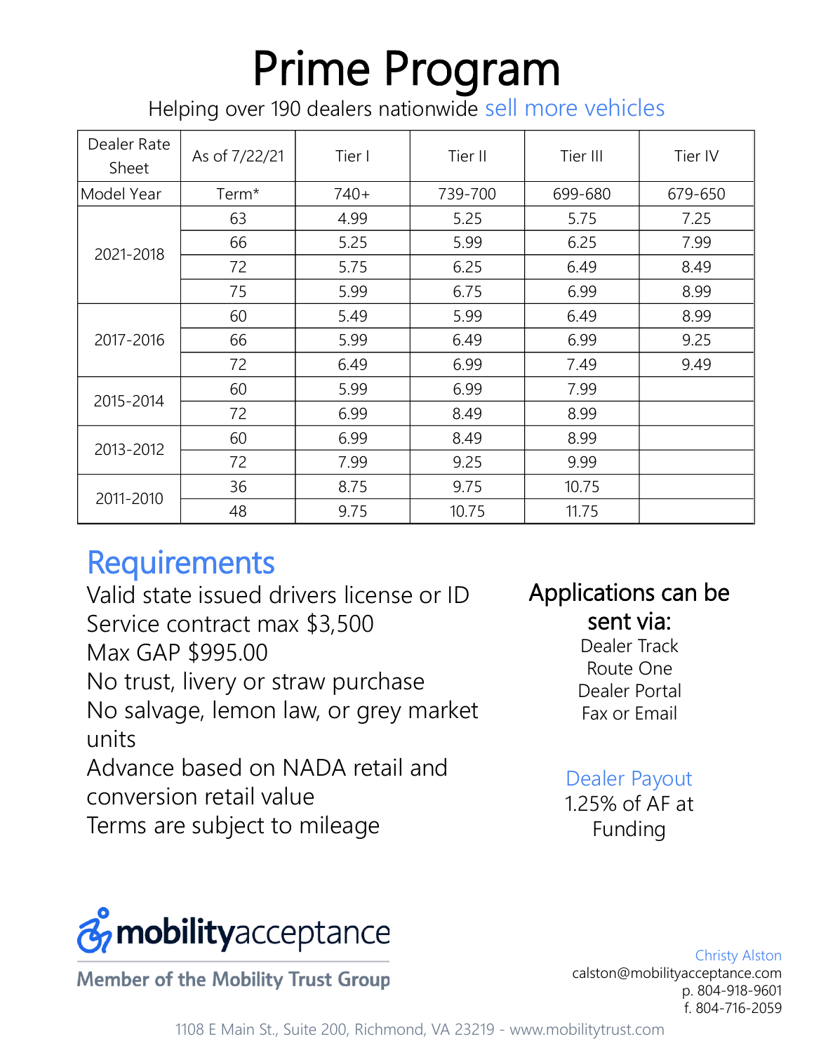# Prime Program

Helping over 190 dealers nationwide sell more vehicles

| Dealer Rate Sheet | As of 7/22/21 | Tier I | Tier II | Tier III | Tier IV |
|---|---|---|---|---|---|
| Model Year | Term* | 740+ | 739-700 | 699-680 | 679-650 |
| 2021-2018 | 63 | 4.99 | 5.25 | 5.75 | 7.25 |
| | 66 | 5.25 | 5.99 | 6.25 | 7.99 |
| | 72 | 5.75 | 6.25 | 6.49 | 8.49 |
| | 75 | 5.99 | 6.75 | 6.99 | 8.99 |
| 2017-2016 | 60 | 5.49 | 5.99 | 6.49 | 8.99 |
| | 66 | 5.99 | 6.49 | 6.99 | 9.25 |
| | 72 | 6.49 | 6.99 | 7.49 | 9.49 |
| 2015-2014 | 60 | 5.99 | 6.99 | 7.99 | |
| | 72 | 6.99 | 8.49 | 8.99 | |
| 2013-2012 | 60 | 6.99 | 8.49 | 8.99 | |
| | 72 | 7.99 | 9.25 | 9.99 | |
| 2011-2010 | 36 | 8.75 | 9.75 | 10.75 | |
| | 48 | 9.75 | 10.75 | 11.75 | |

## Requirements

Valid state issued drivers license or ID
Service contract max $3,500
Max GAP $995.00
No trust, livery or straw purchase
No salvage, lemon law, or grey market units
Advance based on NADA retail and conversion retail value
Terms are subject to mileage

### Applications can be sent via:

Dealer Track
Route One
Dealer Portal
Fax or Email

### Dealer Payout

1.25% of AF at Funding

mobilityacceptance
Member of the Mobility Trust Group

Christy Alston
calston@mobilityacceptance.com
p. 804-918-9601
f. 804-716-2059

1108 E Main St., Suite 200, Richmond, VA 23219 - www.mobilitytrust.com